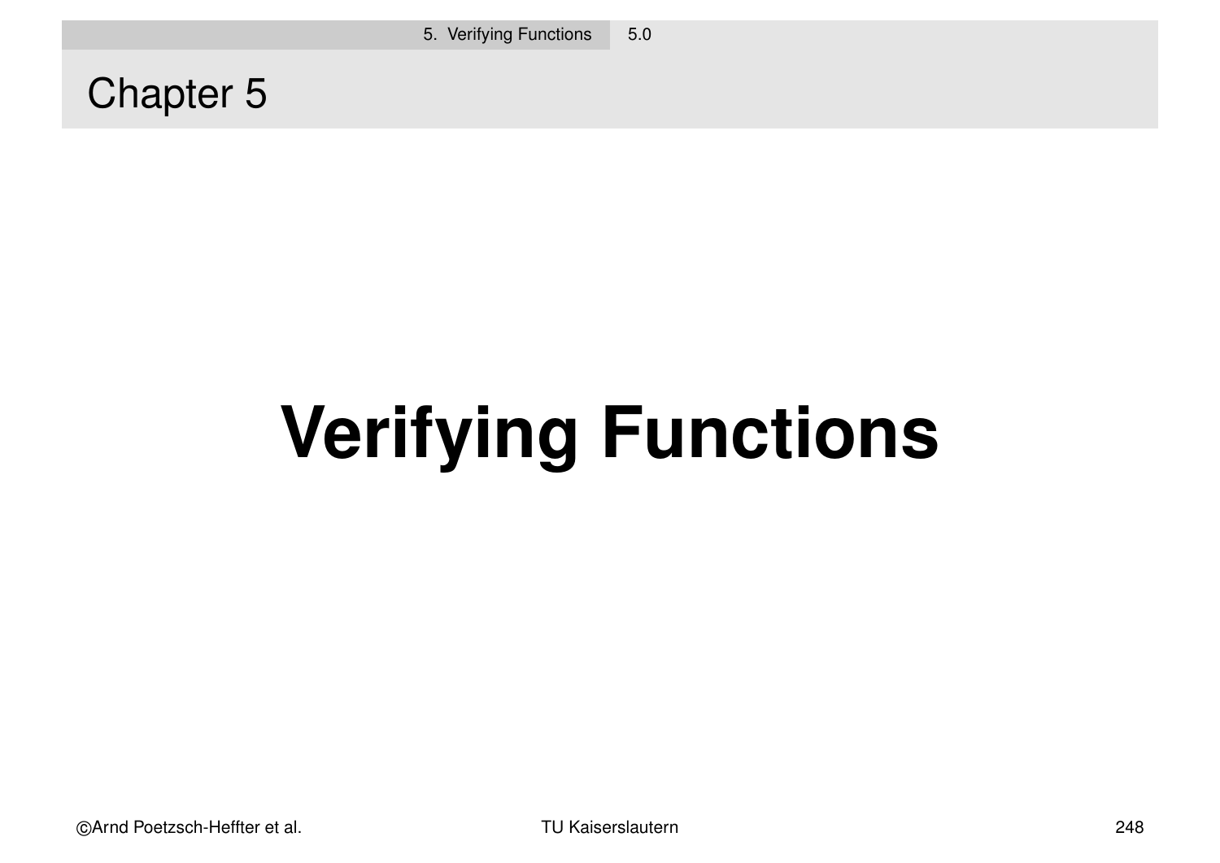# Chapter 5

# Verifying Functions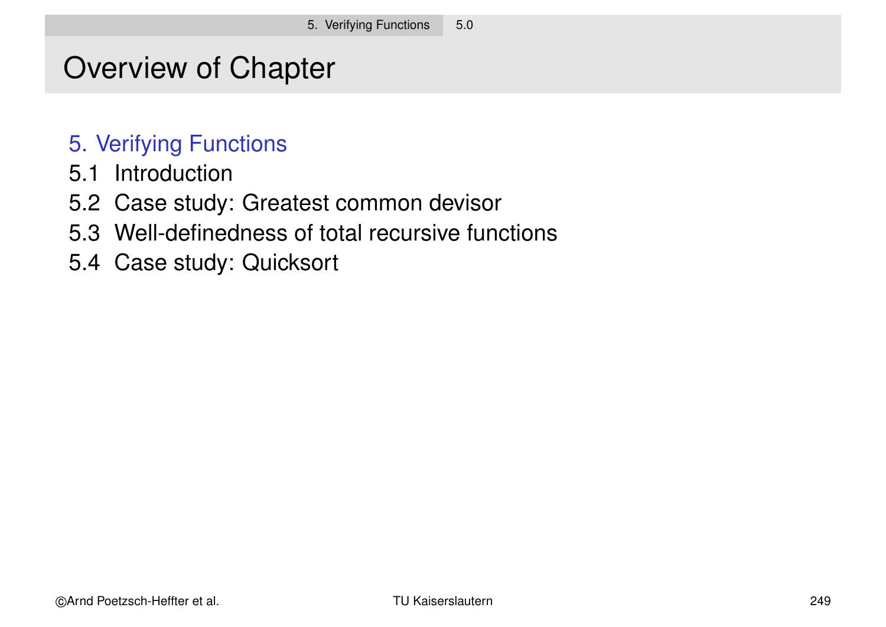# Overview of Chapter

5. Verifying Functions

5.1 Introduction

5.2 Case study: Greatest common devisor

5.3 Well-definedness of total recursive functions

5.4 Case study: Quicksort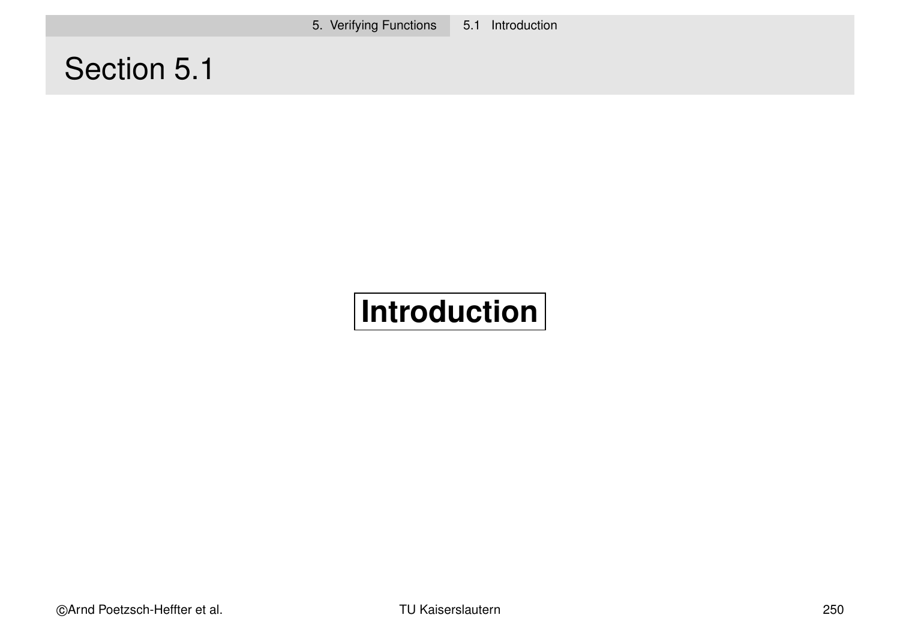# Section 5.1

**Introduction**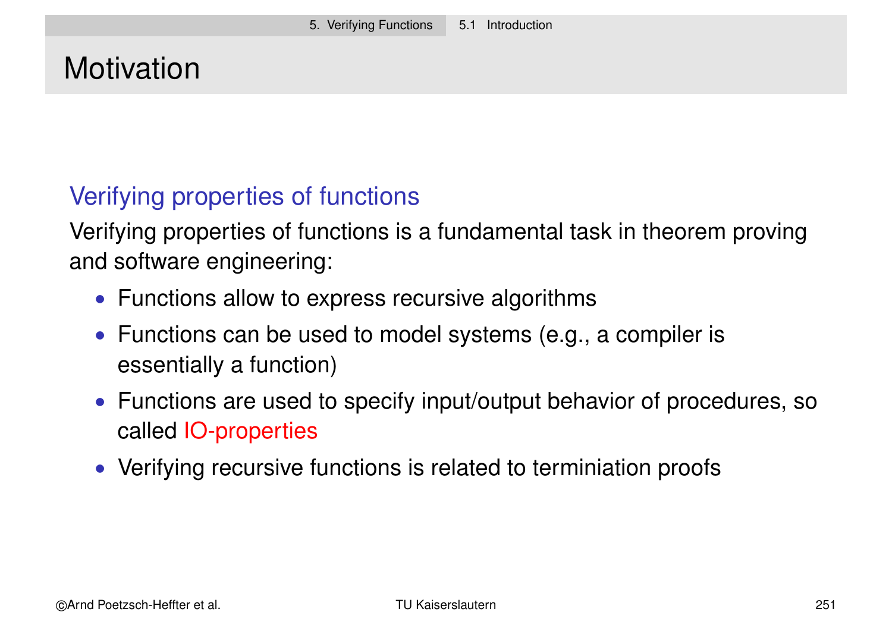# Motivation

## Verifying properties of functions

Verifying properties of functions is a fundamental task in theorem proving and software engineering:

- Functions allow to express recursive algorithms
- Functions can be used to model systems (e.g., a compiler is essentially a function)
- Functions are used to specify input/output behavior of procedures, so called IO-properties
- Verifying recursive functions is related to terminiation proofs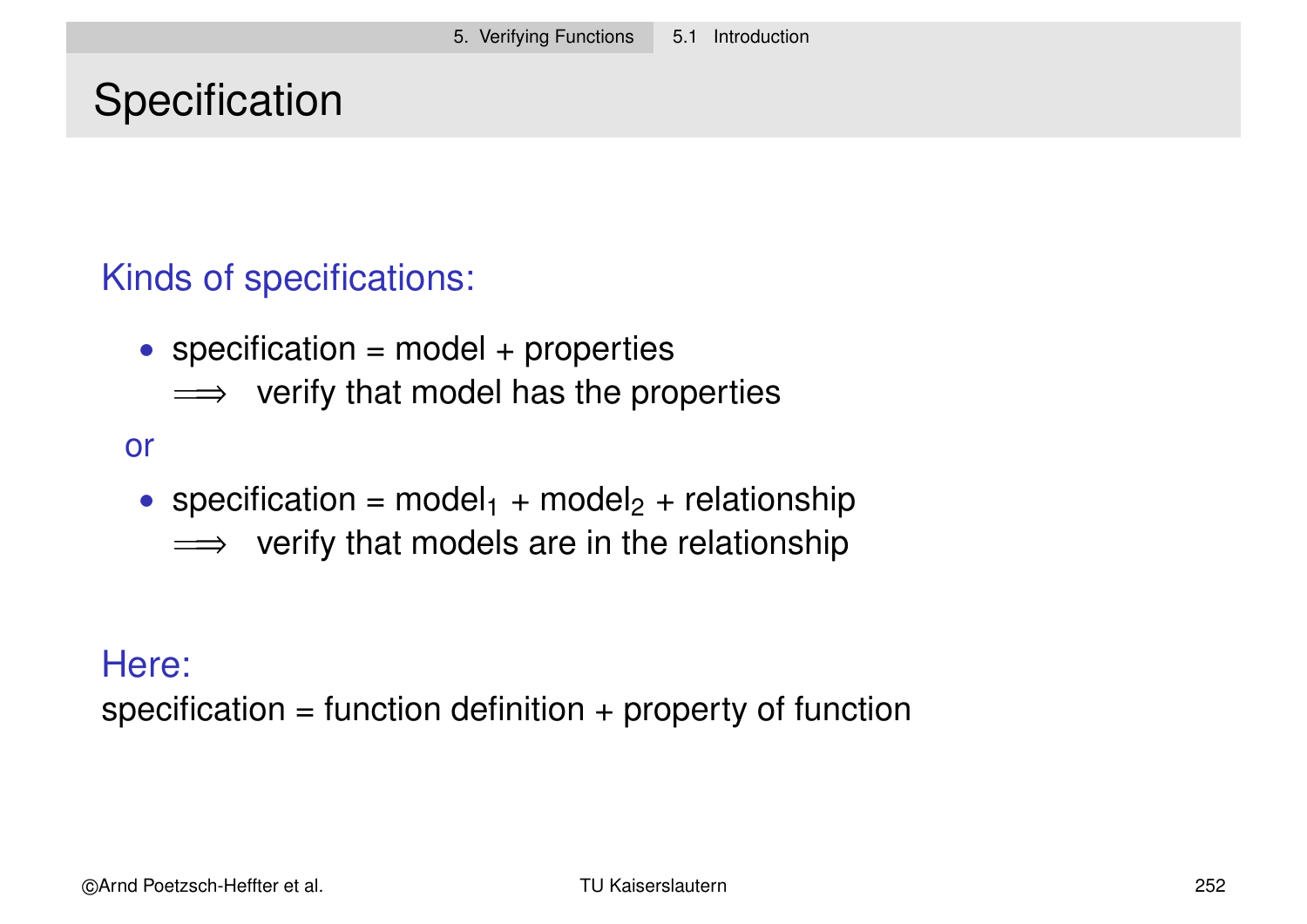# Specification

## Kinds of specifications:

- specification = model + properties

  $\Longrightarrow$ verify that model has the properties

or

- specification = $\text{model}_1$ + $\text{model}_2$ + relationship

  $\Longrightarrow$ verify that models are in the relationship

## Here:

specification = function definition + property of function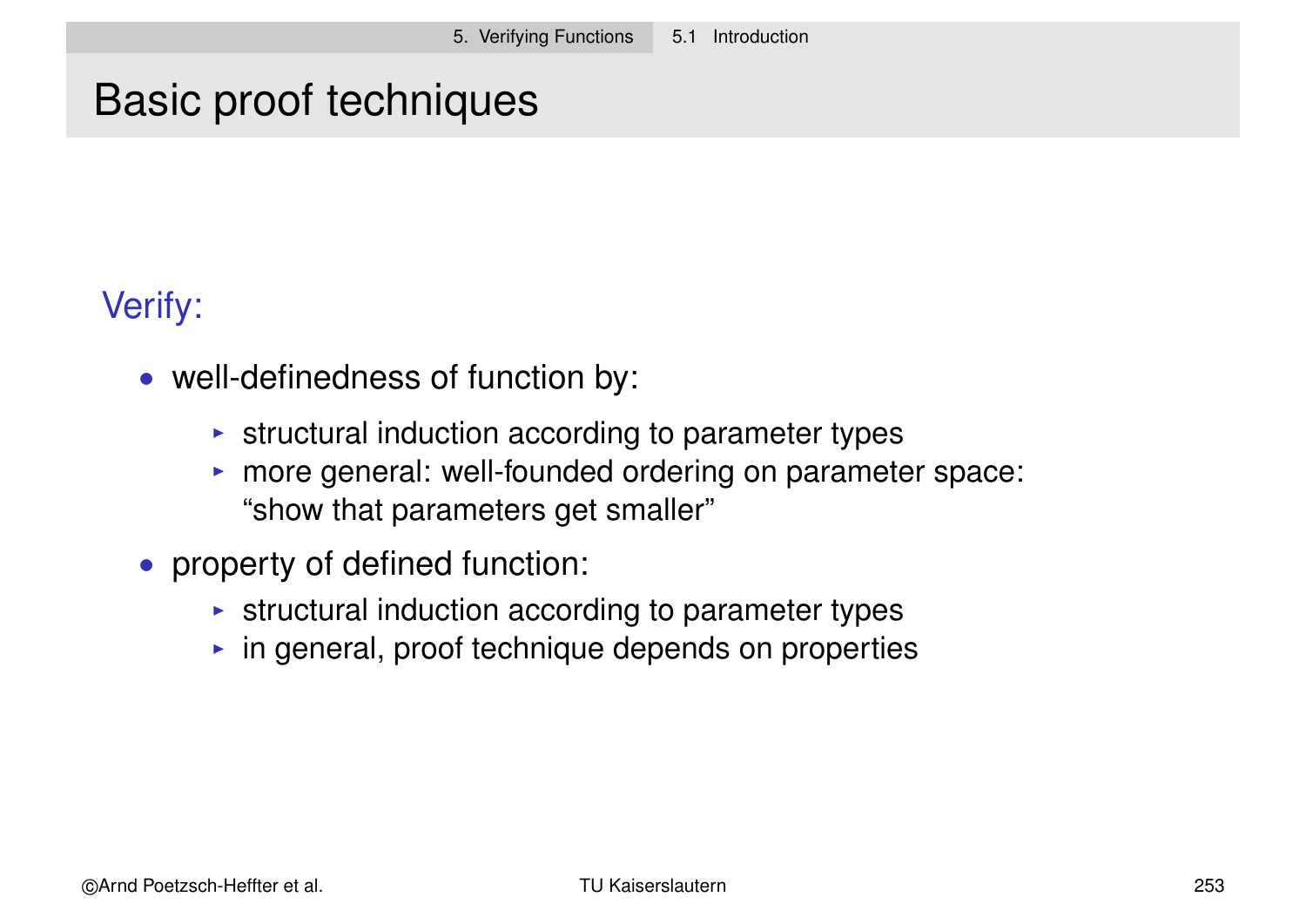# Basic proof techniques

Verify:

- well-definedness of function by:
  - structural induction according to parameter types
  - more general: well-founded ordering on parameter space: "show that parameters get smaller"
- property of defined function:
  - structural induction according to parameter types
  - in general, proof technique depends on properties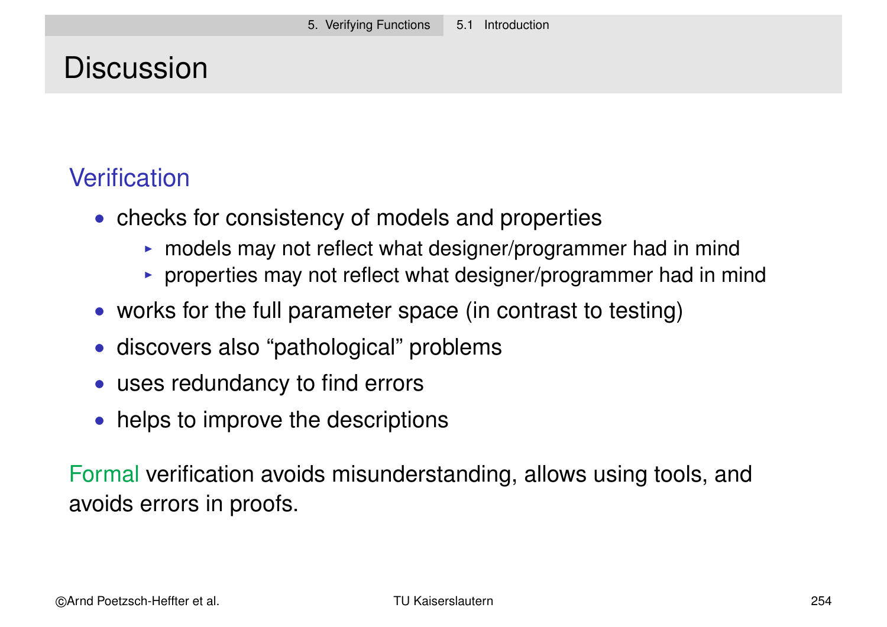# Discussion

## Verification

- checks for consistency of models and properties
  - models may not reflect what designer/programmer had in mind
  - properties may not reflect what designer/programmer had in mind
- works for the full parameter space (in contrast to testing)
- discovers also "pathological" problems
- uses redundancy to find errors
- helps to improve the descriptions

Formal verification avoids misunderstanding, allows using tools, and avoids errors in proofs.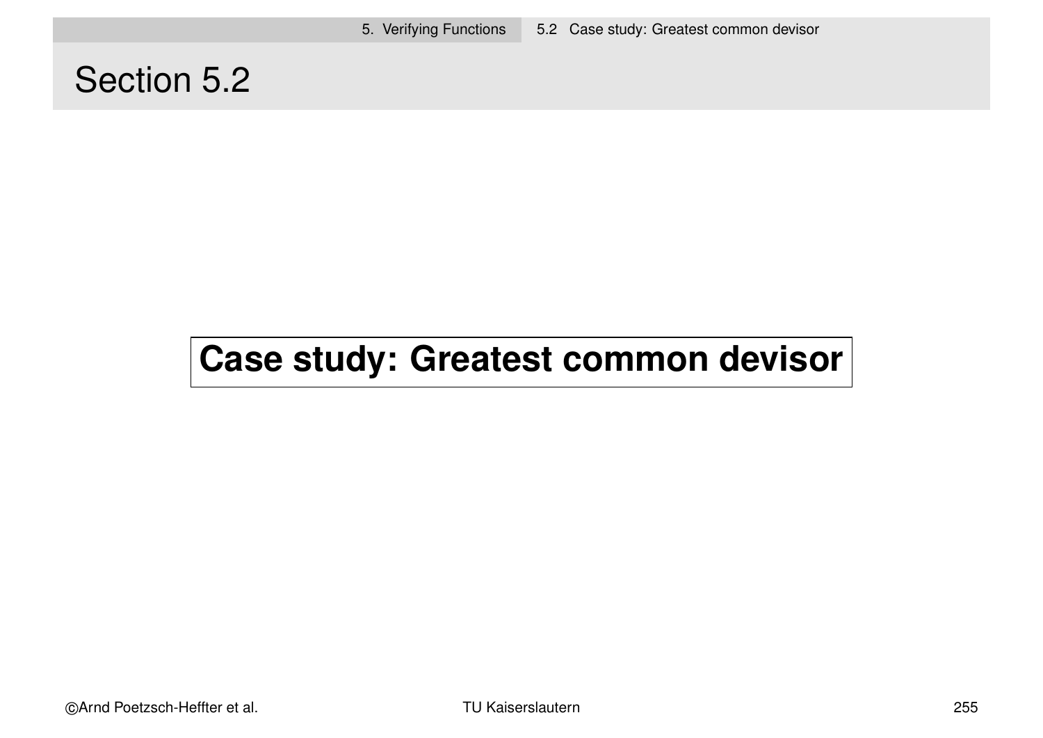# Section 5.2

## Case study: Greatest common devisor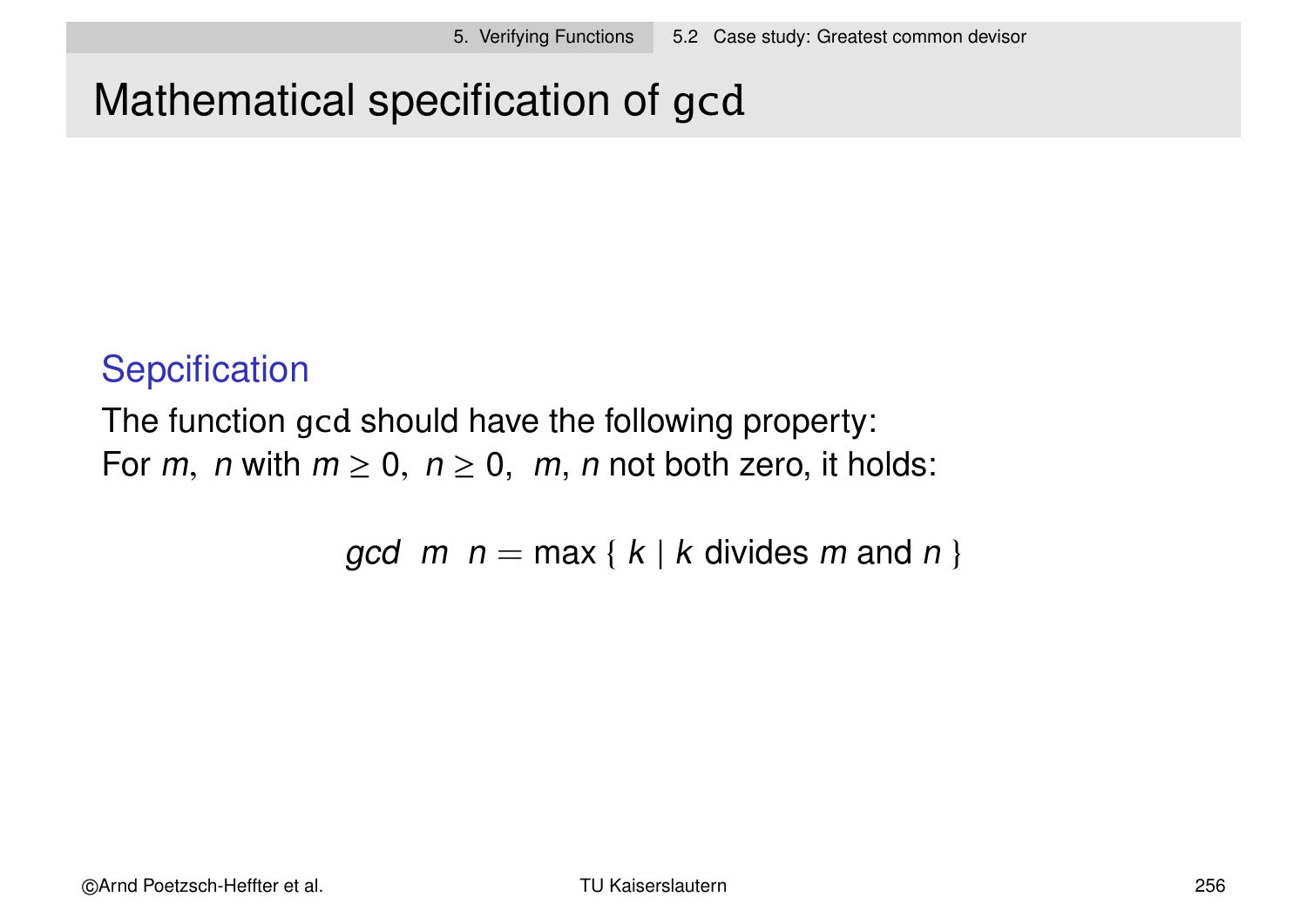# Mathematical specification of gcd

### Sepcification

The function gcd should have the following property:
For $m$, $n$ with $m \geq 0$, $n \geq 0$, $m$, $n$ not both zero, it holds:

$$gcd\ \ m\ \ n = \max \{ \ k \mid k \text{ divides } m \text{ and } n \ \}$$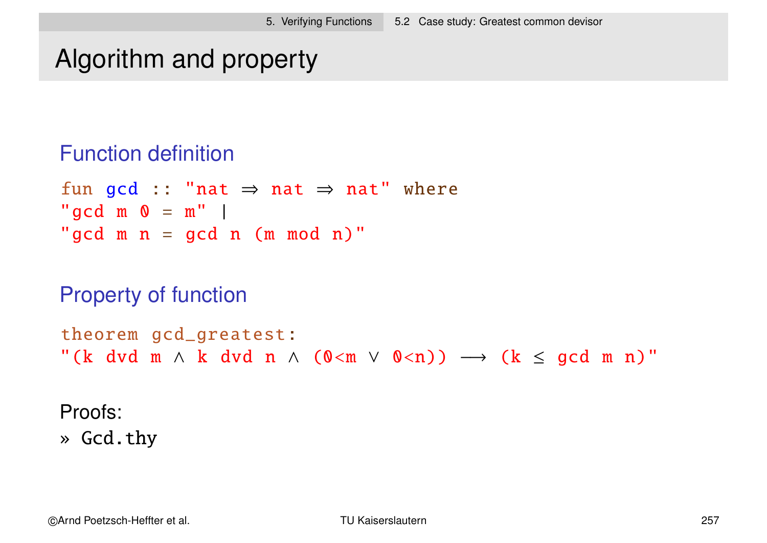# Algorithm and property

## Function definition

```
fun gcd :: "nat ⇒ nat ⇒ nat" where
"gcd m 0 = m" |
"gcd m n = gcd n (m mod n)"
```

## Property of function

```
theorem gcd_greatest:
"(k dvd m ∧ k dvd n ∧ (0<m ∨ 0<n)) ⟶ (k ≤ gcd m n)"
```

Proofs:

» Gcd.thy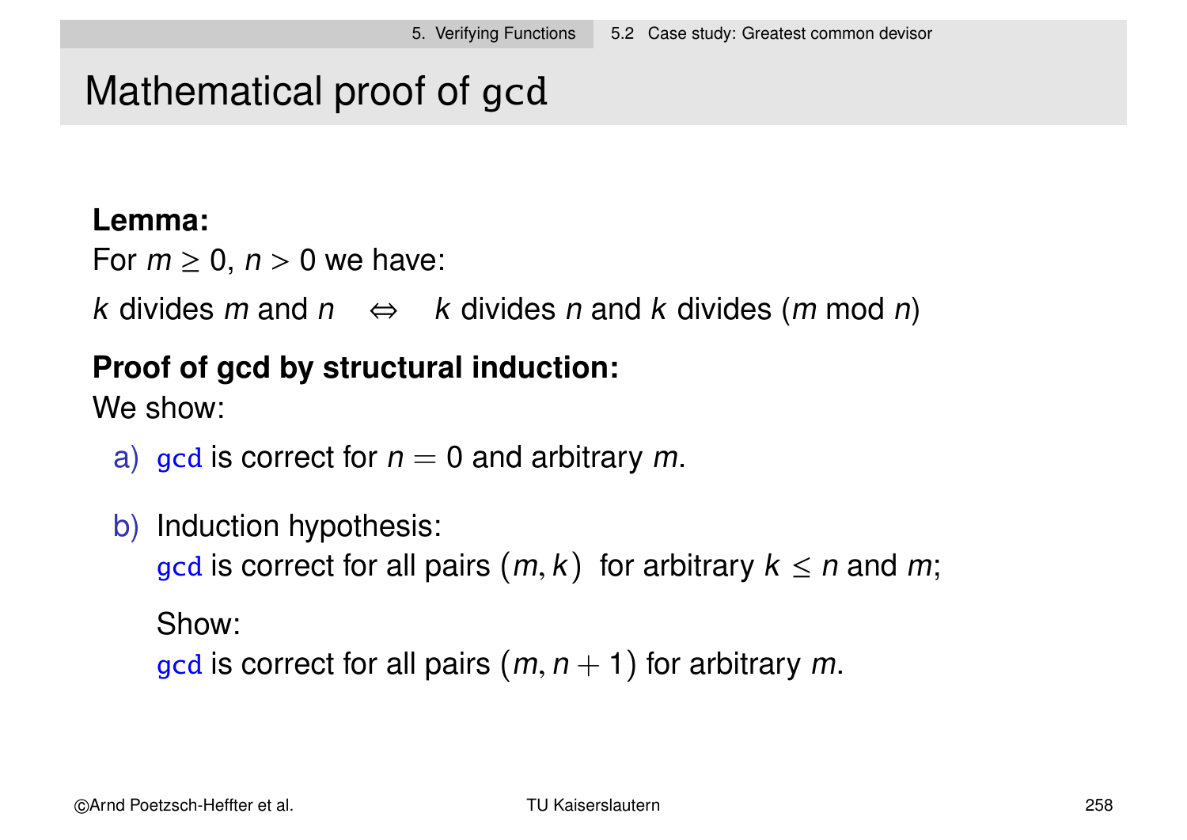# Mathematical proof of `gcd`

**Lemma:**

For $m \geq 0$, $n > 0$ we have:

$k$ divides $m$ and $n \quad \Leftrightarrow \quad k$ divides $n$ and $k$ divides $(m \bmod n)$

**Proof of gcd by structural induction:**

We show:

a) `gcd` is correct for $n = 0$ and arbitrary $m$.

b) Induction hypothesis:
   `gcd` is correct for all pairs $(m, k)$ for arbitrary $k \leq n$ and $m$;

   Show:
   `gcd` is correct for all pairs $(m, n+1)$ for arbitrary $m$.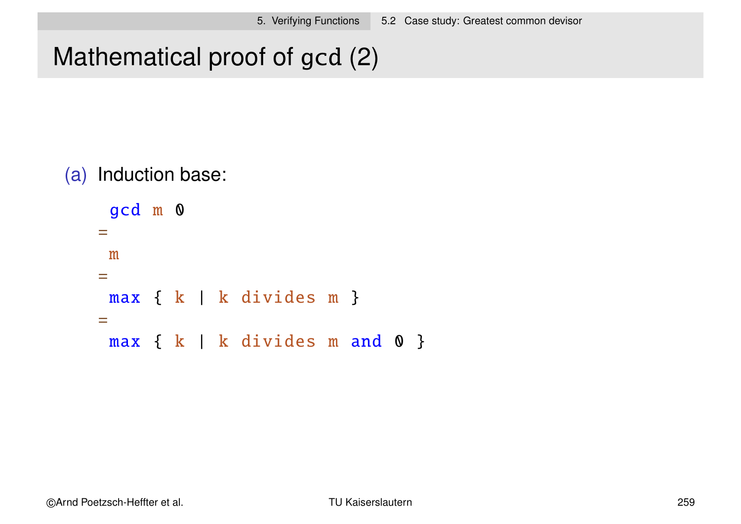# Mathematical proof of gcd (2)

(a) Induction base:

```
 gcd m 0
=
 m
=
 max { k | k divides m }
=
 max { k | k divides m and 0 }
```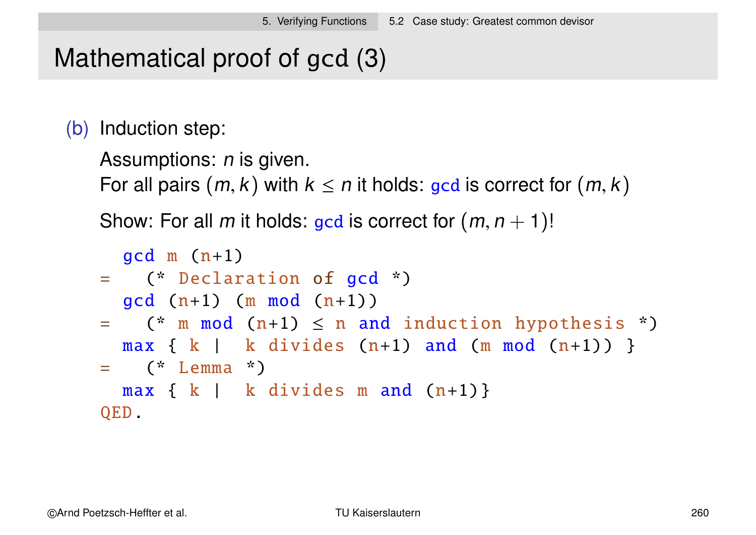# Mathematical proof of gcd (3)

(b) Induction step:

Assumptions: $n$ is given.
For all pairs $(m, k)$ with $k \leq n$ it holds: `gcd` is correct for $(m, k)$

Show: For all $m$ it holds: `gcd` is correct for $(m, n+1)$!

```
  gcd m (n+1)
=   (* Declaration of gcd *)
  gcd (n+1) (m mod (n+1))
=   (* m mod (n+1) ≤ n and induction hypothesis *)
  max { k |  k divides (n+1) and (m mod (n+1)) }
=   (* Lemma *)
  max { k |  k divides m and (n+1)}
QED.
```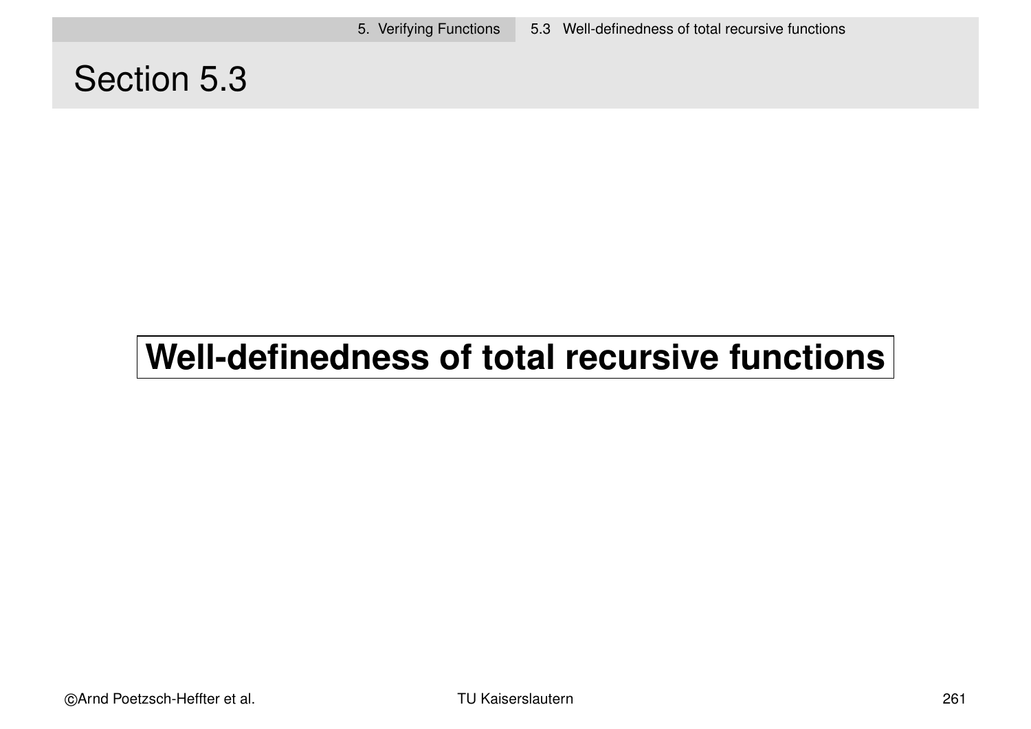# Section 5.3

**Well-definedness of total recursive functions**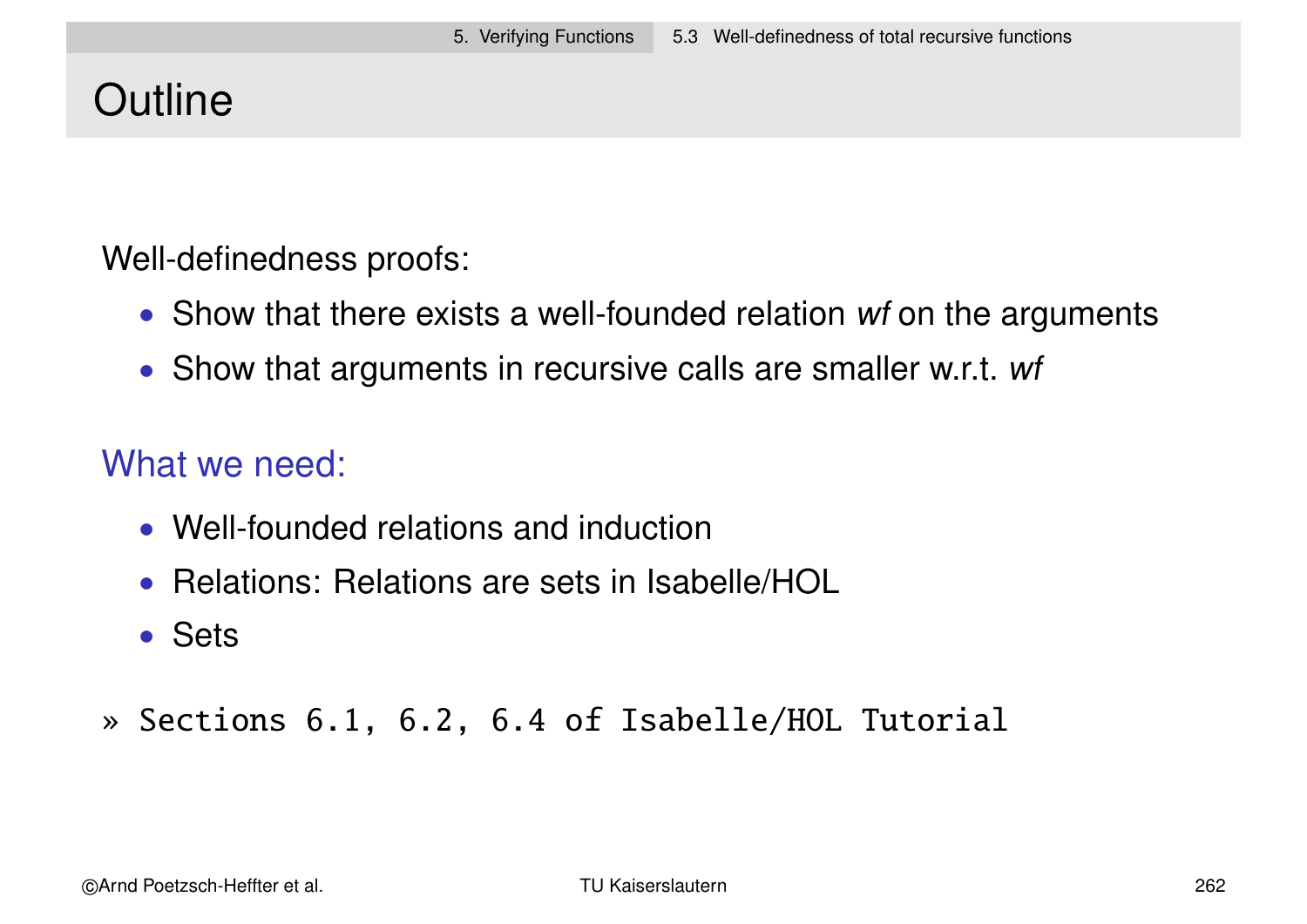# Outline

Well-definedness proofs:

- Show that there exists a well-founded relation *wf* on the arguments
- Show that arguments in recursive calls are smaller w.r.t. *wf*

## What we need:

- Well-founded relations and induction
- Relations: Relations are sets in Isabelle/HOL
- Sets

» `Sections 6.1, 6.2, 6.4 of Isabelle/HOL Tutorial`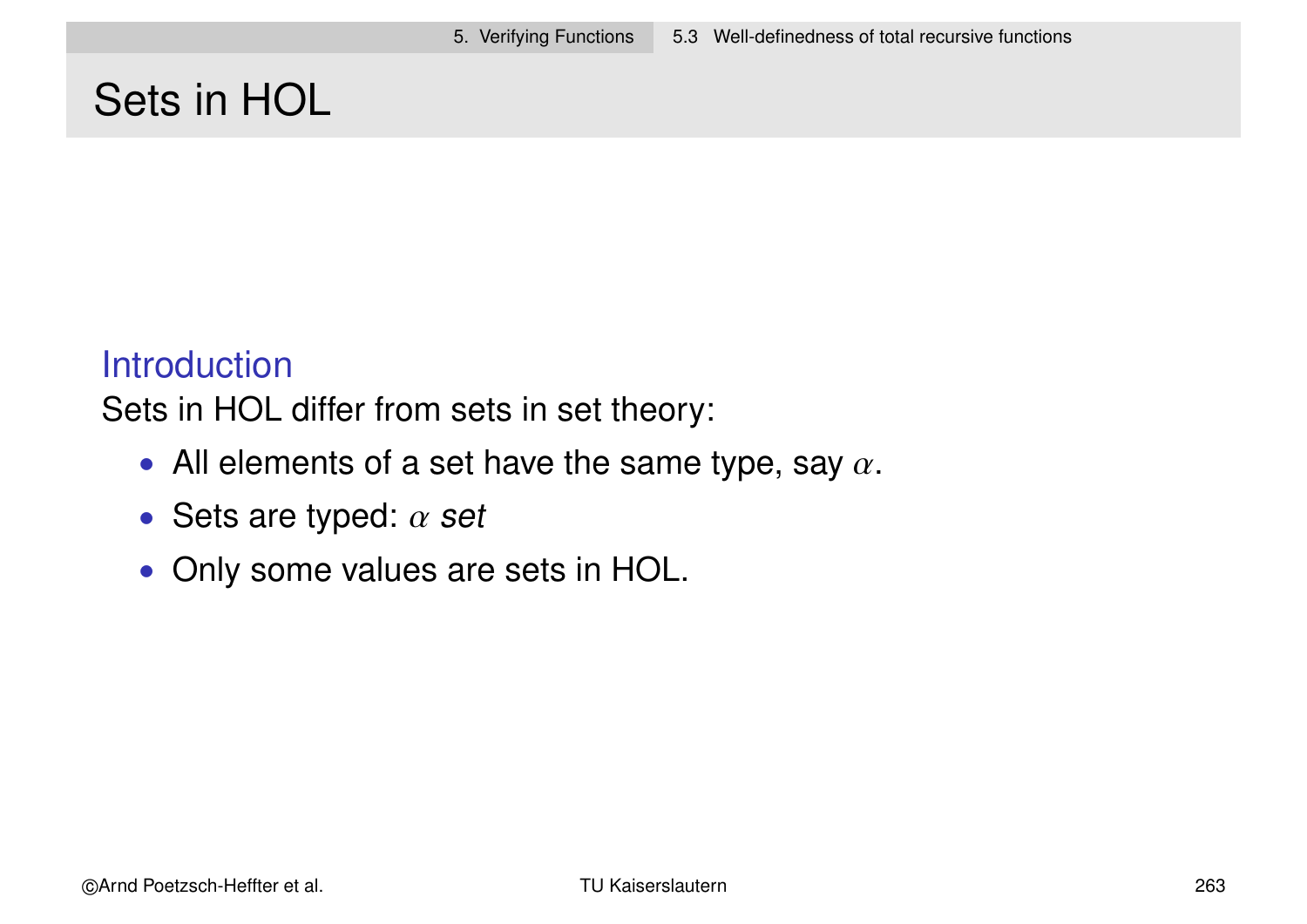# Sets in HOL

### Introduction

Sets in HOL differ from sets in set theory:

- All elements of a set have the same type, say $\alpha$.
- Sets are typed: $\alpha$ *set*
- Only some values are sets in HOL.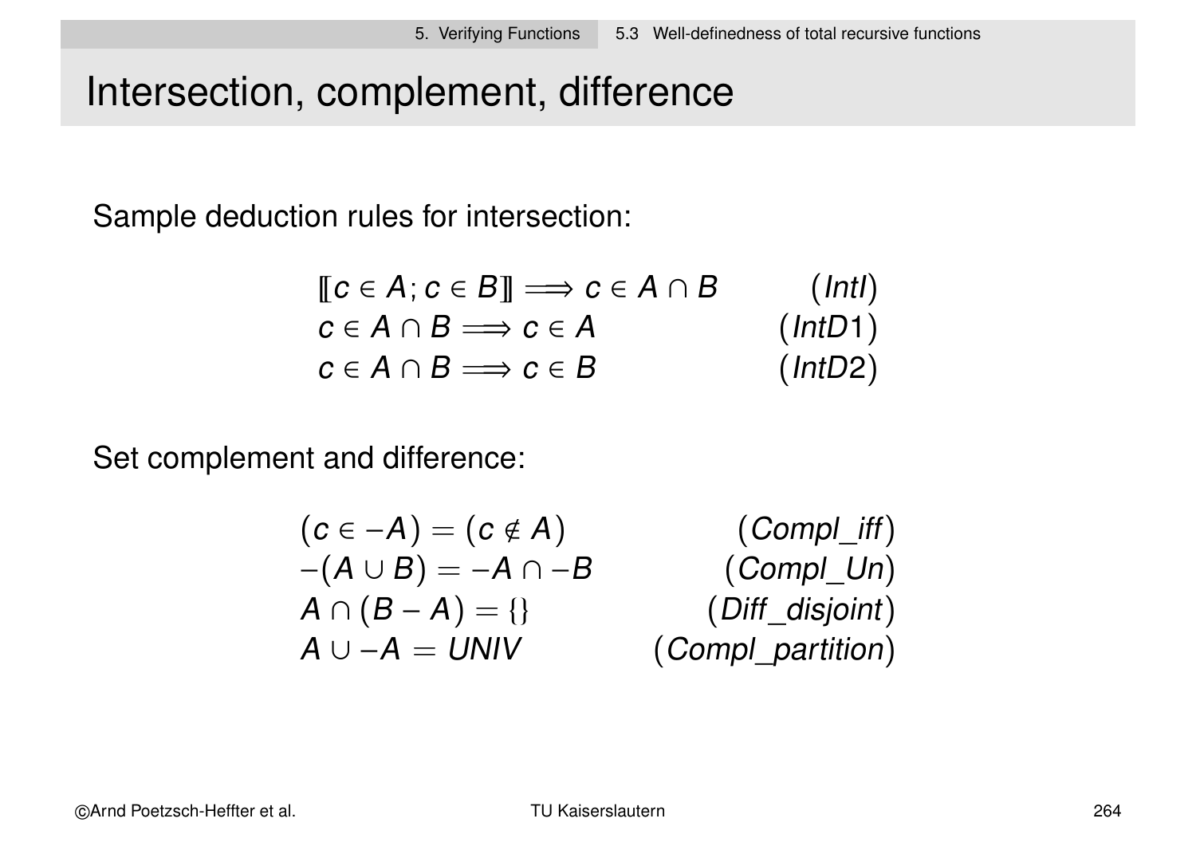# Intersection, complement, difference

Sample deduction rules for intersection:

$$\llbracket c \in A; c \in B \rrbracket \Longrightarrow c \in A \cap B \qquad (IntI)$$

$$c \in A \cap B \Longrightarrow c \in A \qquad (IntD1)$$

$$c \in A \cap B \Longrightarrow c \in B \qquad (IntD2)$$

Set complement and difference:

$$(c \in -A) = (c \notin A) \qquad (Compl\_iff)$$

$$-(A \cup B) = -A \cap -B \qquad (Compl\_Un)$$

$$A \cap (B - A) = \{\} \qquad (Diff\_disjoint)$$

$$A \cup -A = UNIV \qquad (Compl\_partition)$$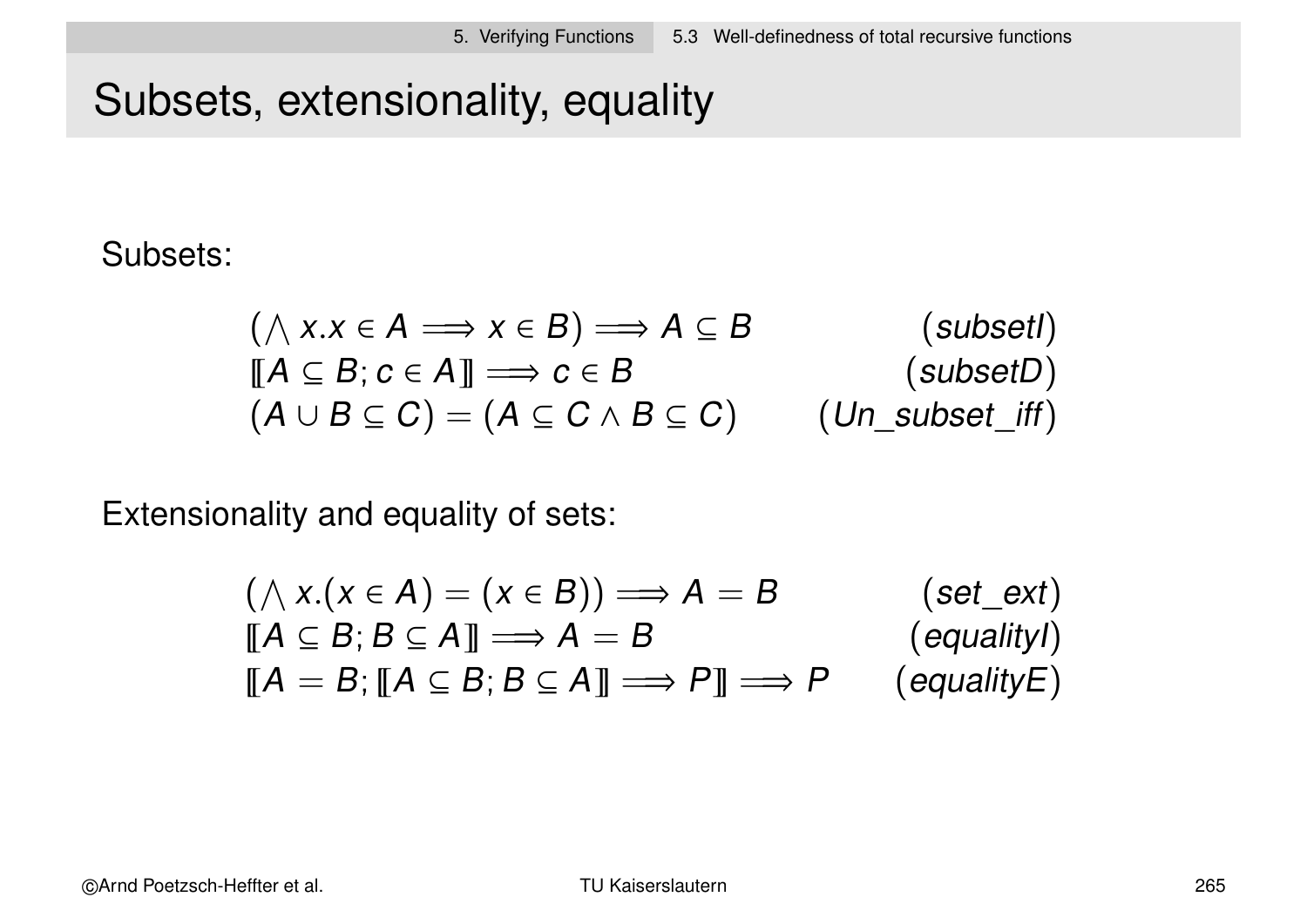# Subsets, extensionality, equality

Subsets:

$$(\bigwedge x. x \in A \Longrightarrow x \in B) \Longrightarrow A \subseteq B \qquad (subsetI)$$

$$[\![A \subseteq B; c \in A]\!] \Longrightarrow c \in B \qquad (subsetD)$$

$$(A \cup B \subseteq C) = (A \subseteq C \land B \subseteq C) \qquad (Un\_subset\_iff)$$

Extensionality and equality of sets:

$$(\bigwedge x. (x \in A) = (x \in B)) \Longrightarrow A = B \qquad (set\_ext)$$

$$[\![A \subseteq B; B \subseteq A]\!] \Longrightarrow A = B \qquad (equalityI)$$

$$[\![A = B; [\![A \subseteq B; B \subseteq A]\!] \Longrightarrow P]\!] \Longrightarrow P \qquad (equalityE)$$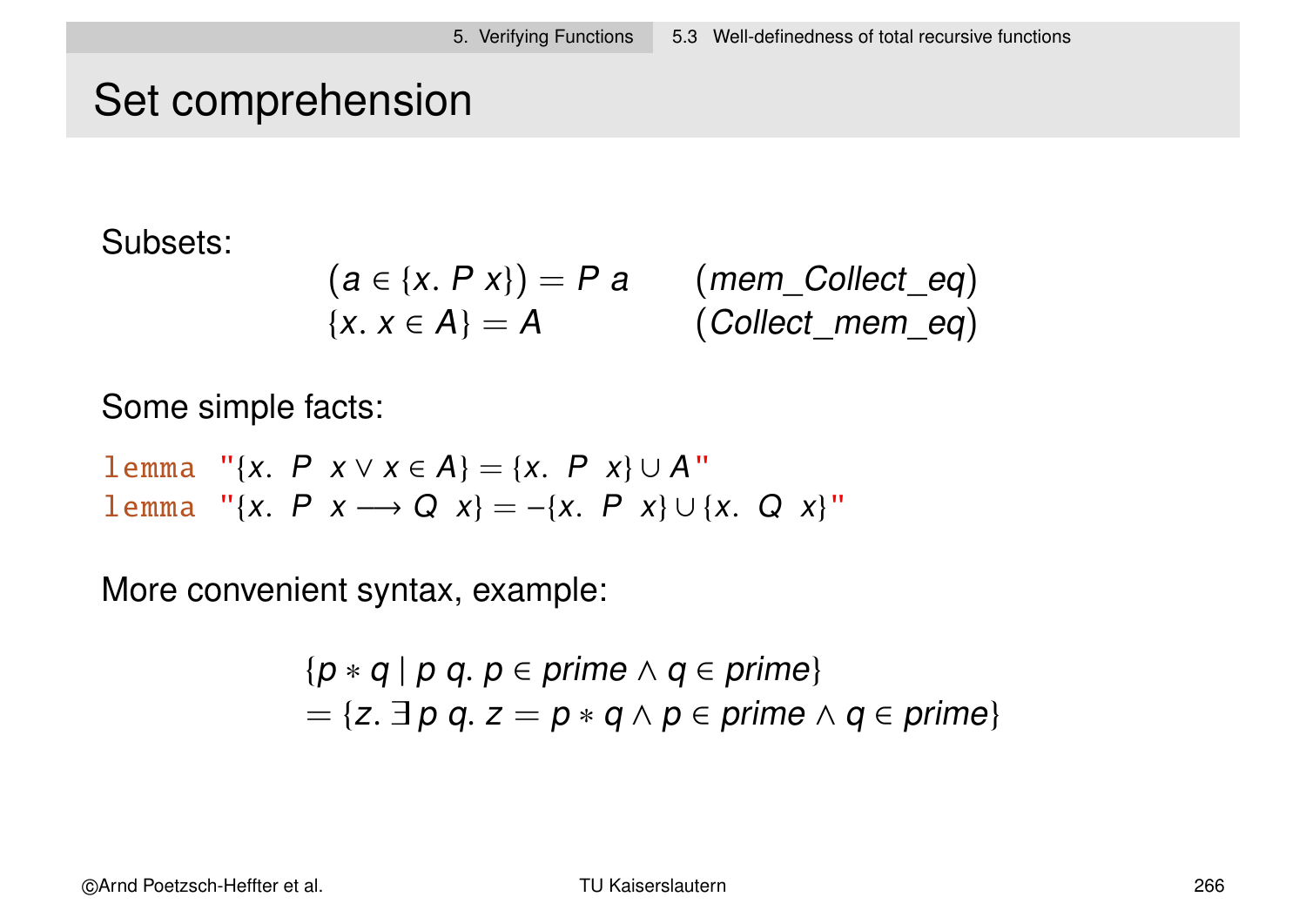# Set comprehension

Subsets:

$$(a \in \{x.\ P\ x\}) = P\ a \qquad (mem\_Collect\_eq)$$
$$\{x.\ x \in A\} = A \qquad (Collect\_mem\_eq)$$

Some simple facts:

```
lemma "{x. P x ∨ x ∈ A} = {x. P x} ∪ A"
lemma "{x. P x ⟶ Q x} = -{x. P x} ∪ {x. Q x}"
```

More convenient syntax, example:

$$\{p * q \mid p\ q.\ p \in prime \land q \in prime\}$$
$$= \{z.\ \exists\, p\ q.\ z = p * q \land p \in prime \land q \in prime\}$$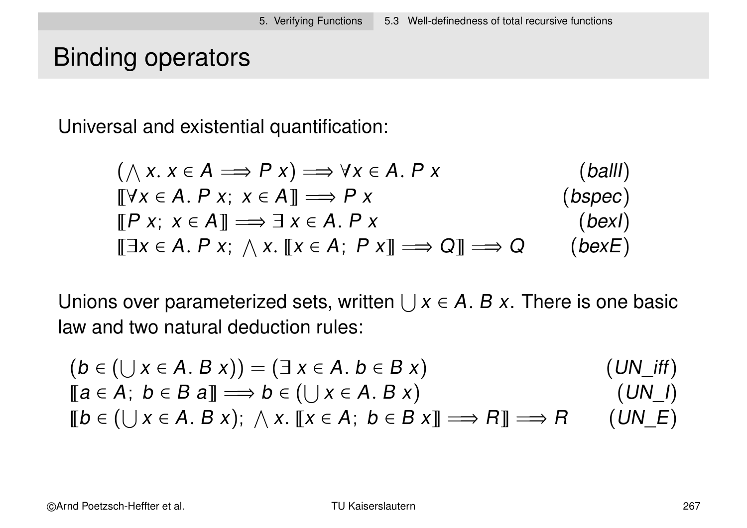# Binding operators

Universal and existential quantification:

$$(\bigwedge x.\ x \in A \Longrightarrow P\ x) \Longrightarrow \forall x \in A.\ P\ x \qquad (ballI)$$

$$[\![\forall x \in A.\ P\ x;\ x \in A]\!] \Longrightarrow P\ x \qquad (bspec)$$

$$[\![P\ x;\ x \in A]\!] \Longrightarrow \exists\ x \in A.\ P\ x \qquad (bexI)$$

$$[\![\exists x \in A.\ P\ x;\ \bigwedge x.\ [\![x \in A;\ P\ x]\!] \Longrightarrow Q]\!] \Longrightarrow Q \qquad (bexE)$$

Unions over parameterized sets, written $\bigcup x \in A.\ B\ x$. There is one basic law and two natural deduction rules:

$$(b \in (\bigcup x \in A.\ B\ x)) = (\exists\ x \in A.\ b \in B\ x) \qquad (UN\_iff)$$

$$[\![a \in A;\ b \in B\ a]\!] \Longrightarrow b \in (\bigcup x \in A.\ B\ x) \qquad (UN\_I)$$

$$[\![b \in (\bigcup x \in A.\ B\ x);\ \bigwedge x.\ [\![x \in A;\ b \in B\ x]\!] \Longrightarrow R]\!] \Longrightarrow R \qquad (UN\_E)$$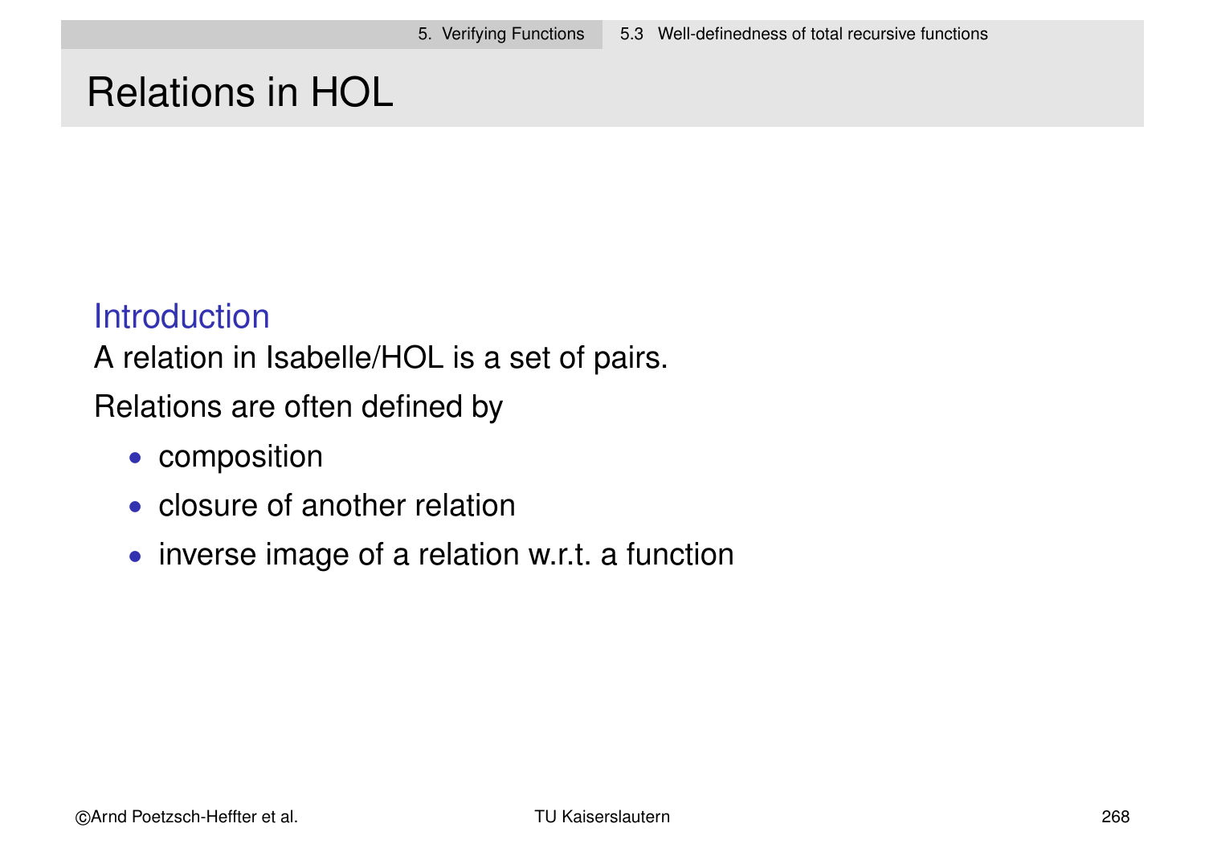# Relations in HOL

## Introduction

A relation in Isabelle/HOL is a set of pairs.

Relations are often defined by

- composition
- closure of another relation
- inverse image of a relation w.r.t. a function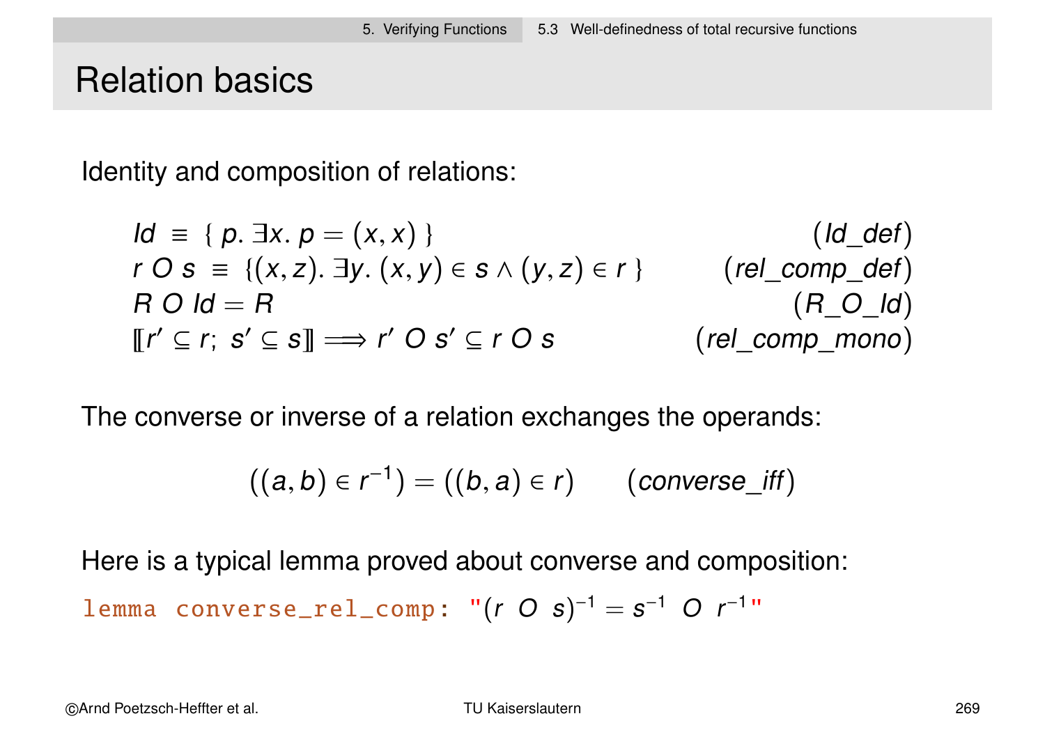# Relation basics

Identity and composition of relations:

$$
\begin{array}{ll}
Id \;\equiv\; \{\, p.\ \exists x.\ p = (x, x)\,\} & (Id\_def) \\
r \; O \; s \;\equiv\; \{(x, z).\ \exists y.\ (x, y) \in s \wedge (y, z) \in r\,\} & (rel\_comp\_def) \\
R \; O \; Id = R & (R\_O\_Id) \\
[\![ r' \subseteq r;\ s' \subseteq s ]\!] \Longrightarrow r' \; O \; s' \subseteq r \; O \; s & (rel\_comp\_mono)
\end{array}
$$

The converse or inverse of a relation exchanges the operands:

$$((a, b) \in r^{-1}) = ((b, a) \in r) \qquad (converse\_iff)$$

Here is a typical lemma proved about converse and composition:

```
lemma converse_rel_comp: "(r O s)⁻¹ = s⁻¹ O r⁻¹"
```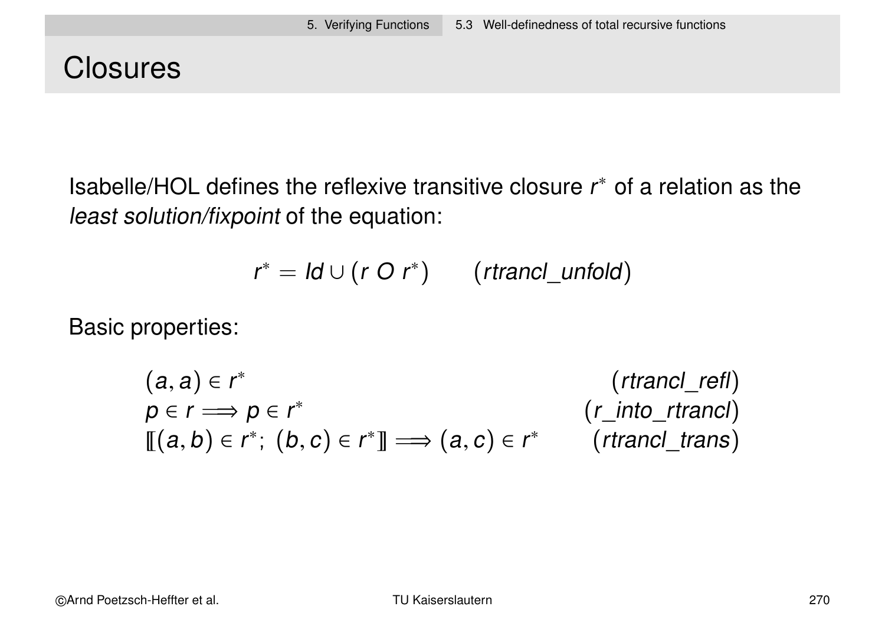# Closures

Isabelle/HOL defines the reflexive transitive closure $r^*$ of a relation as the *least solution/fixpoint* of the equation:

$$r^* = Id \cup (r \; O \; r^*) \qquad (\mathit{rtrancl\_unfold})$$

Basic properties:

$$(a, a) \in r^* \qquad (\mathit{rtrancl\_refl})$$

$$p \in r \Longrightarrow p \in r^* \qquad (\mathit{r\_into\_rtrancl})$$

$$[\![(a, b) \in r^*;\ (b, c) \in r^*]\!] \Longrightarrow (a, c) \in r^* \qquad (\mathit{rtrancl\_trans})$$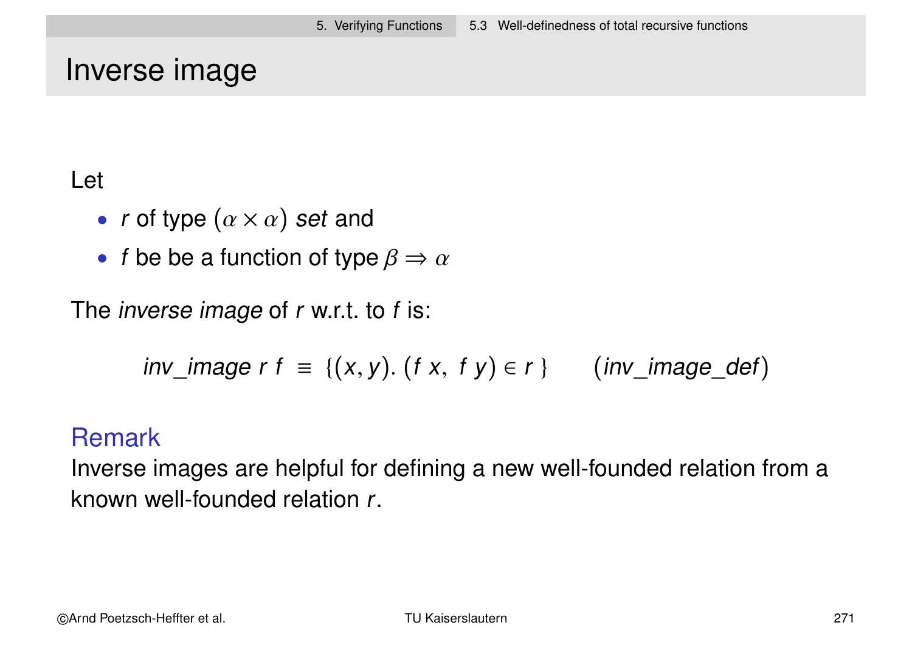# Inverse image

Let

- $r$ of type $(\alpha \times \alpha)$ *set* and
- $f$ be be a function of type $\beta \Rightarrow \alpha$

The *inverse image* of $r$ w.r.t. to $f$ is:

$$inv\_image\ r\ f\ \equiv\ \{(x, y).\ (f\ x,\ f\ y) \in r\ \} \qquad (inv\_image\_def)$$

**Remark**

Inverse images are helpful for defining a new well-founded relation from a known well-founded relation $r$.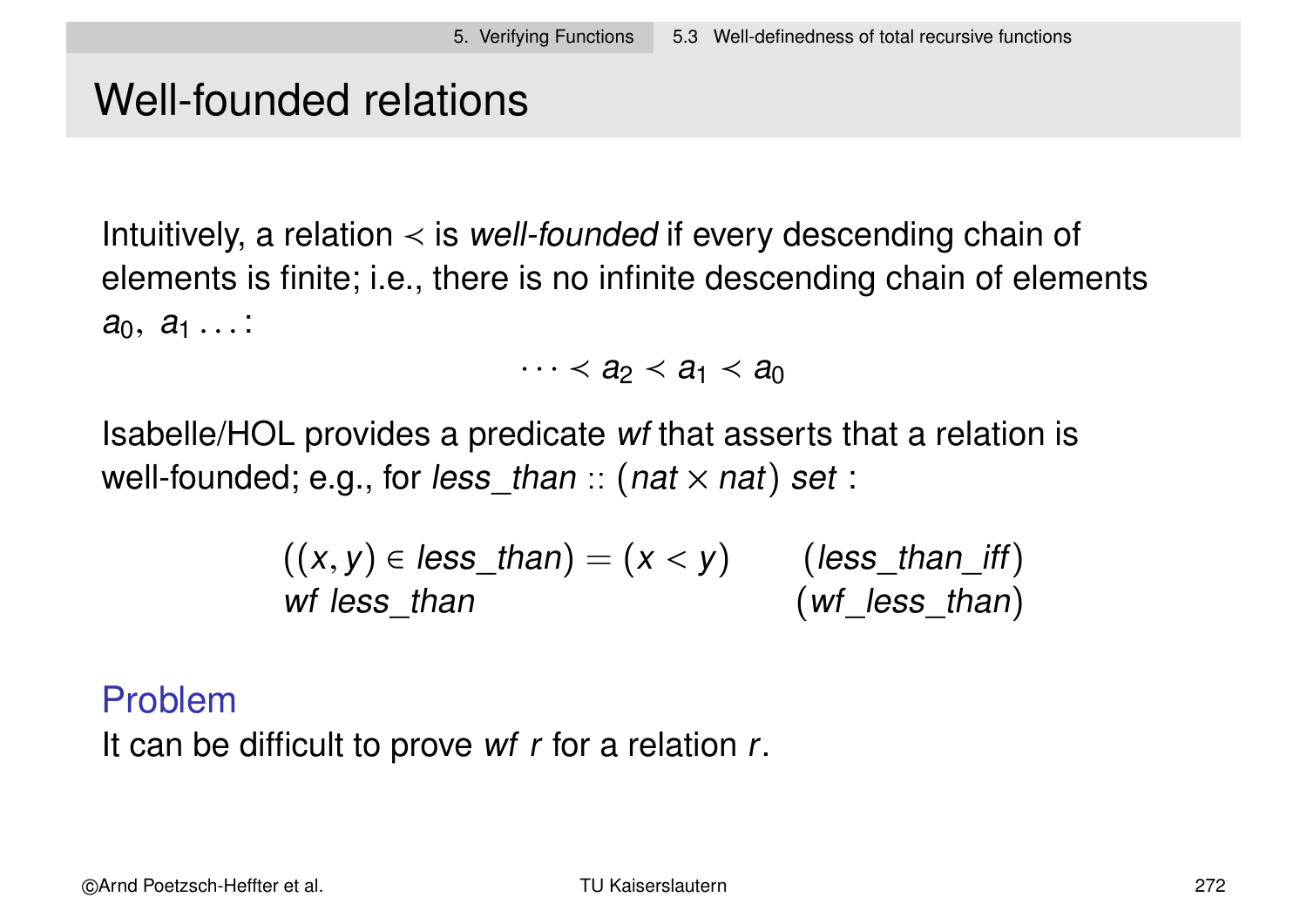# Well-founded relations

Intuitively, a relation $\prec$ is *well-founded* if every descending chain of elements is finite; i.e., there is no infinite descending chain of elements $a_0,\ a_1 \ldots$:

$$\cdots \prec a_2 \prec a_1 \prec a_0$$

Isabelle/HOL provides a predicate *wf* that asserts that a relation is well-founded; e.g., for *less_than* :: (*nat* × *nat*) *set* :

$$((x, y) \in \textit{less\_than}) = (x < y) \qquad (\textit{less\_than\_iff})$$

$$\textit{wf less\_than} \qquad (\textit{wf\_less\_than})$$

## Problem

It can be difficult to prove *wf r* for a relation *r*.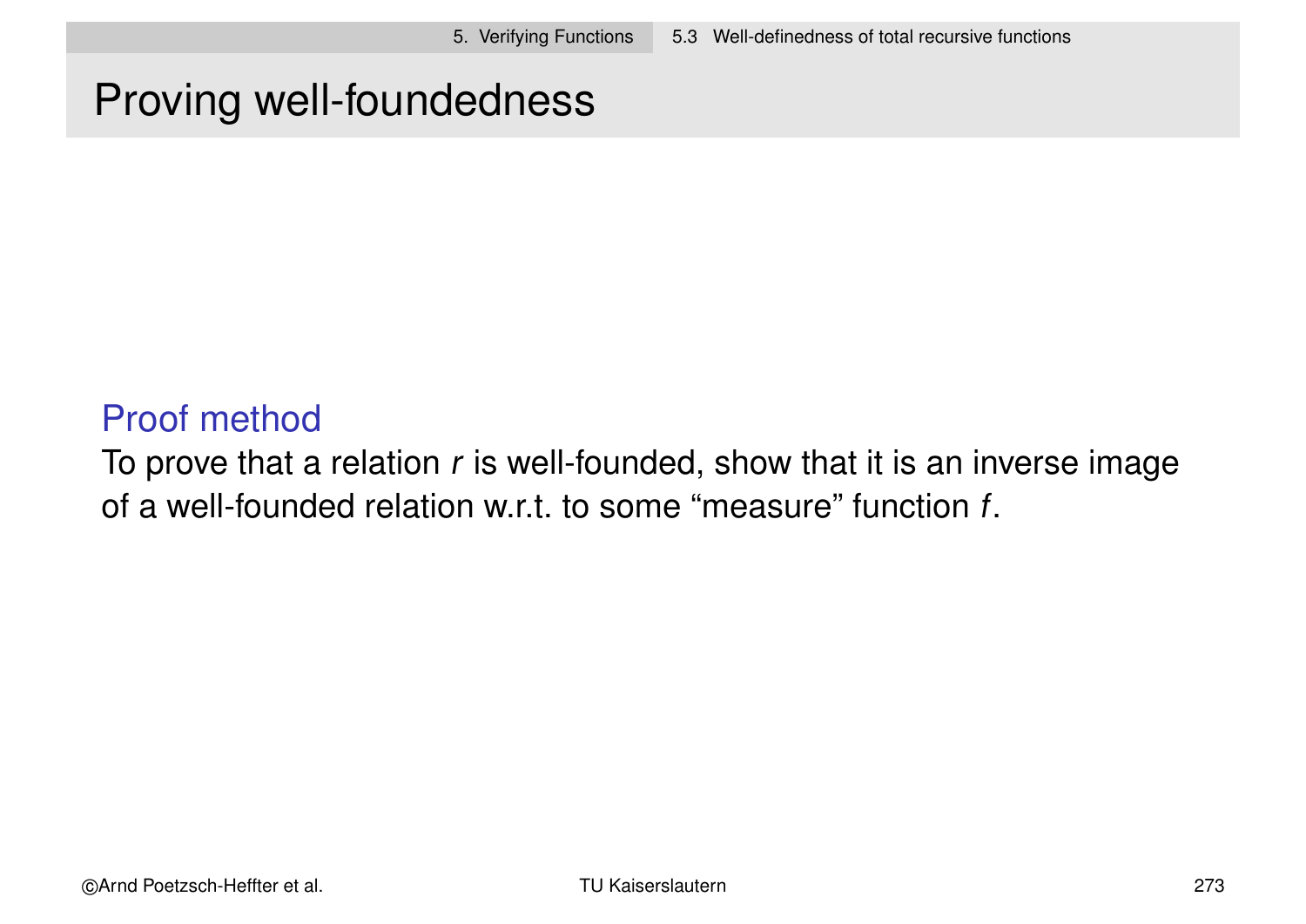# Proving well-foundedness

### Proof method

To prove that a relation $r$ is well-founded, show that it is an inverse image of a well-founded relation w.r.t. to some “measure” function $f$.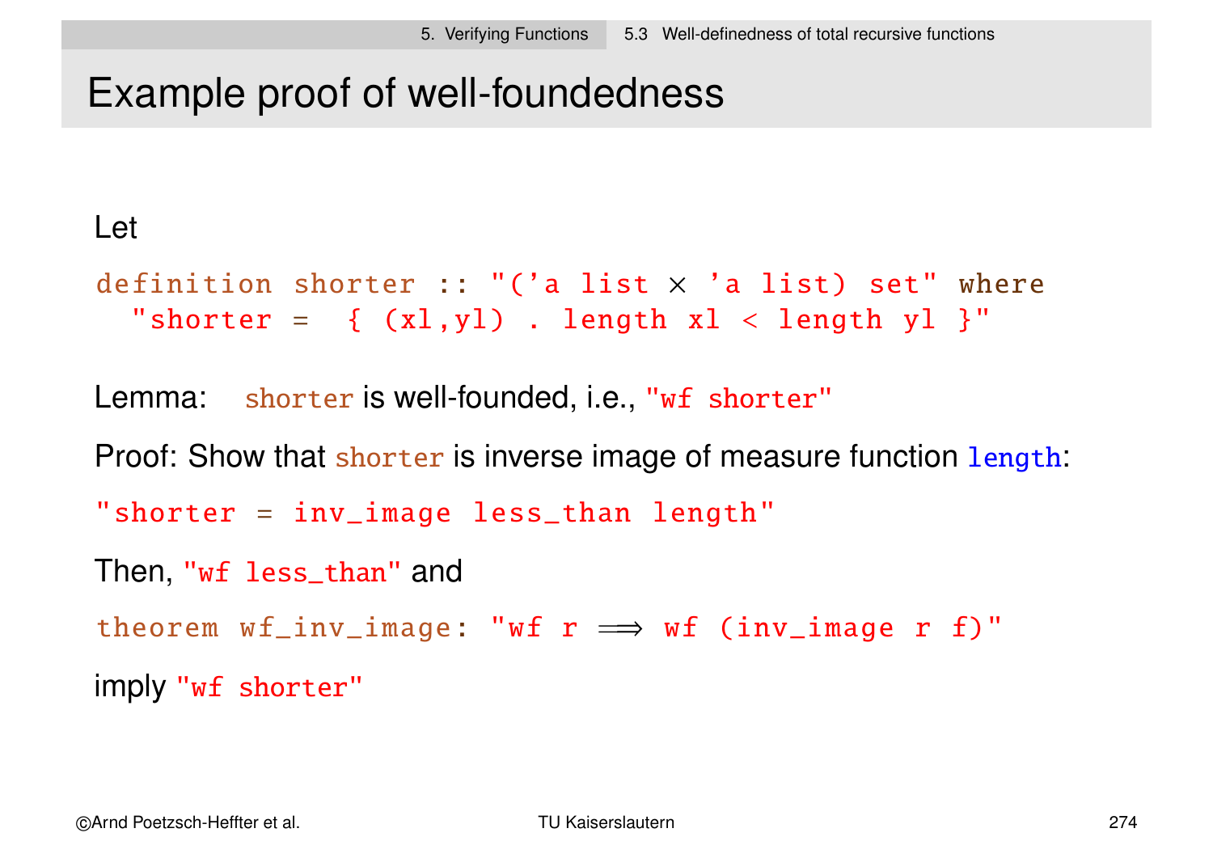# Example proof of well-foundedness

Let

```
definition shorter :: "('a list × 'a list) set" where
  "shorter =  { (xl,yl) . length xl < length yl }"
```

Lemma: `shorter` is well-founded, i.e., `"wf shorter"`

Proof: Show that `shorter` is inverse image of measure function `length`:

```
"shorter = inv_image less_than length"
```

Then, `"wf less_than"` and

```
theorem wf_inv_image: "wf r ⟹ wf (inv_image r f)"
```

imply `"wf shorter"`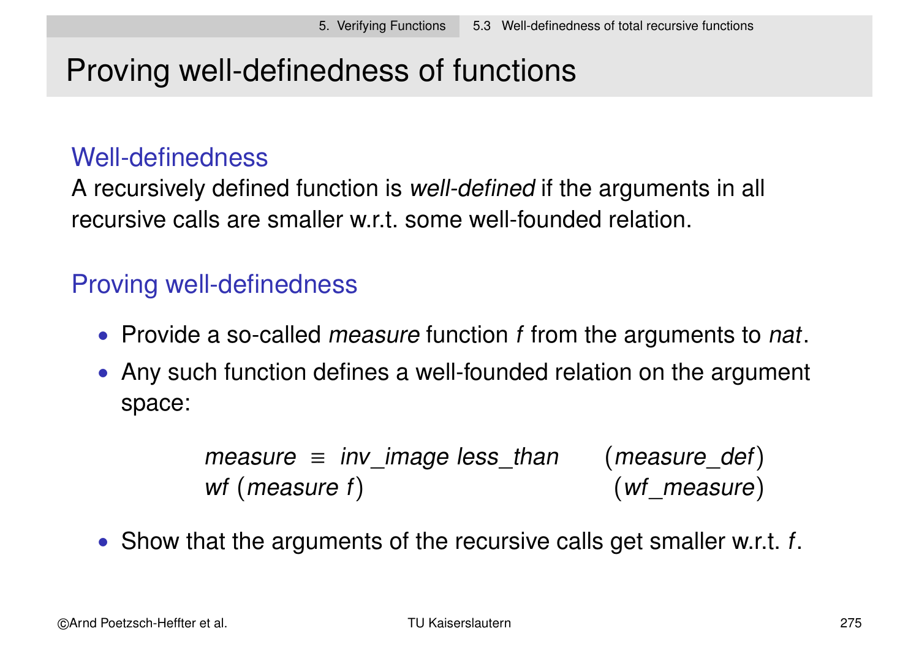# Proving well-definedness of functions

## Well-definedness

A recursively defined function is *well-defined* if the arguments in all recursive calls are smaller w.r.t. some well-founded relation.

## Proving well-definedness

- Provide a so-called *measure* function $f$ from the arguments to *nat*.
- Any such function defines a well-founded relation on the argument space:

$$
\begin{array}{ll}
\textit{measure} \equiv \textit{inv\_image less\_than} & (\textit{measure\_def}) \\
\textit{wf}\ (\textit{measure}\ f) & (\textit{wf\_measure})
\end{array}
$$

- Show that the arguments of the recursive calls get smaller w.r.t. $f$.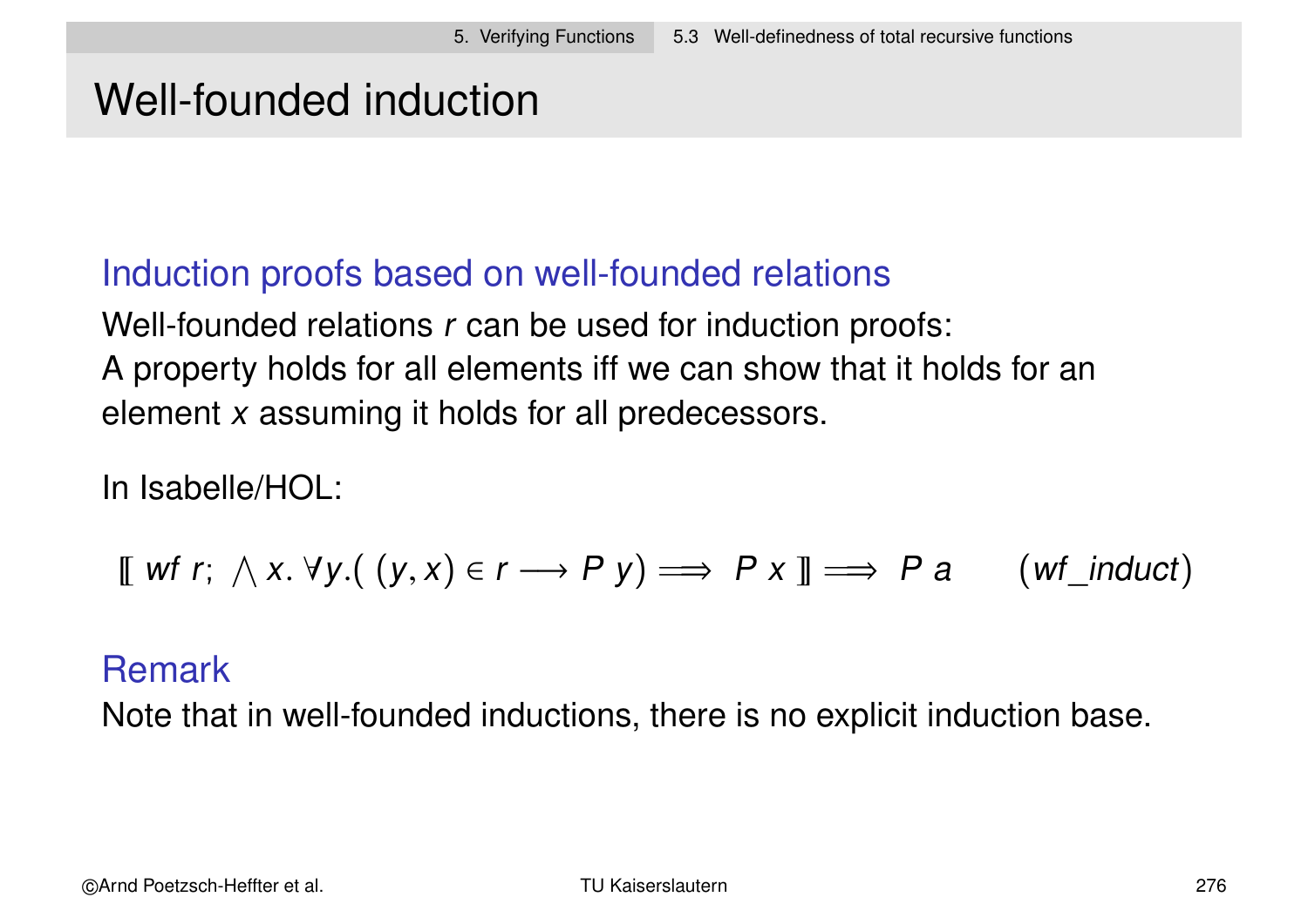# Well-founded induction

## Induction proofs based on well-founded relations

Well-founded relations $r$ can be used for induction proofs:
A property holds for all elements iff we can show that it holds for an element $x$ assuming it holds for all predecessors.

In Isabelle/HOL:

$$[\![ \; wf\ r; \ \bigwedge x.\ \forall y.(\ (y,x) \in r \longrightarrow P\ y) \Longrightarrow\ P\ x \;]\!] \Longrightarrow\ P\ a \qquad (wf\_induct)$$

## Remark

Note that in well-founded inductions, there is no explicit induction base.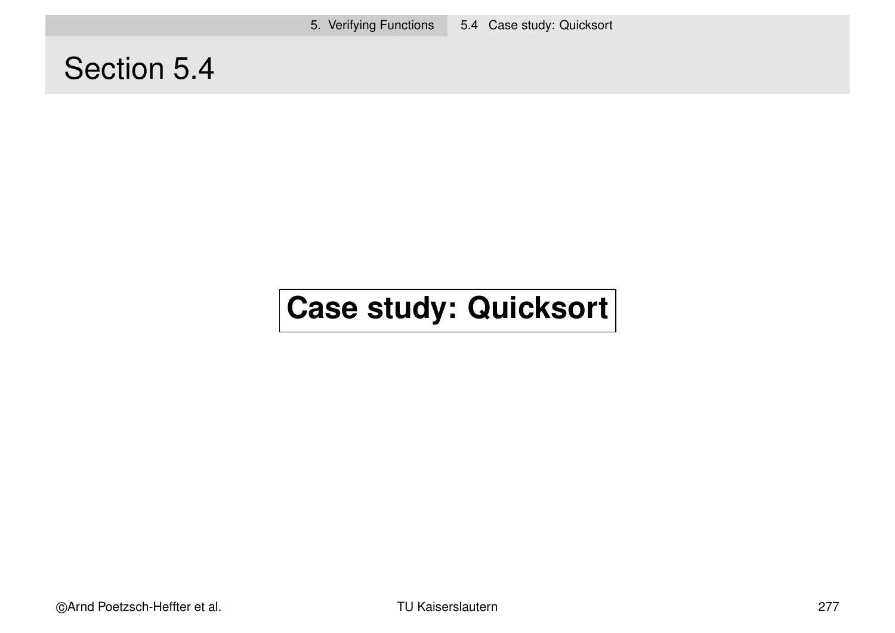# Section 5.4

**Case study: Quicksort**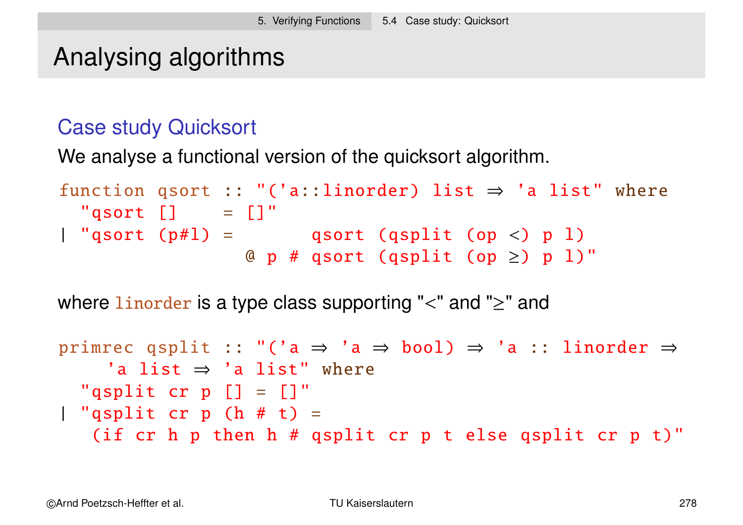# Analysing algorithms

## Case study Quicksort

We analyse a functional version of the quicksort algorithm.

```
function qsort :: "('a::linorder) list ⇒ 'a list" where
  "qsort []     = []"
| "qsort (p#l) =       qsort (qsplit (op <) p l)
                  @ p # qsort (qsplit (op ≥) p l)"
```

where `linorder` is a type class supporting "<" and "≥" and

```
primrec qsplit :: "('a ⇒ 'a ⇒ bool) ⇒ 'a :: linorder ⇒
     'a list ⇒ 'a list" where
  "qsplit cr p [] = []"
| "qsplit cr p (h # t) =
   (if cr h p then h # qsplit cr p t else qsplit cr p t)"
```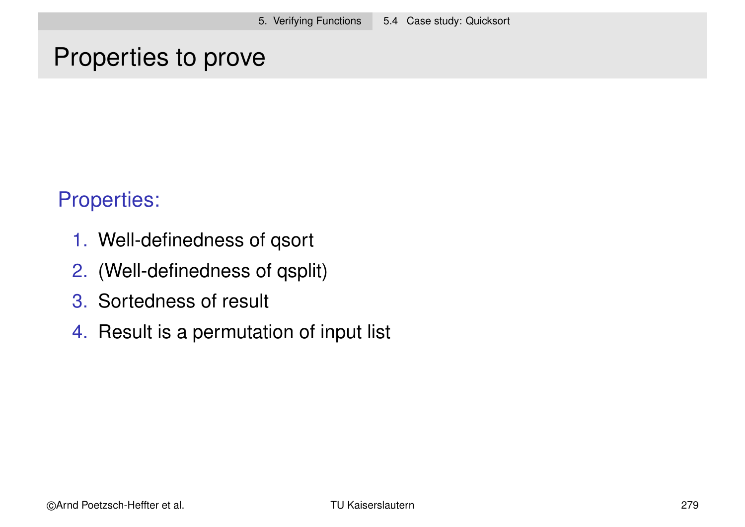# Properties to prove

**Properties:**

1. Well-definedness of qsort
2. (Well-definedness of qsplit)
3. Sortedness of result
4. Result is a permutation of input list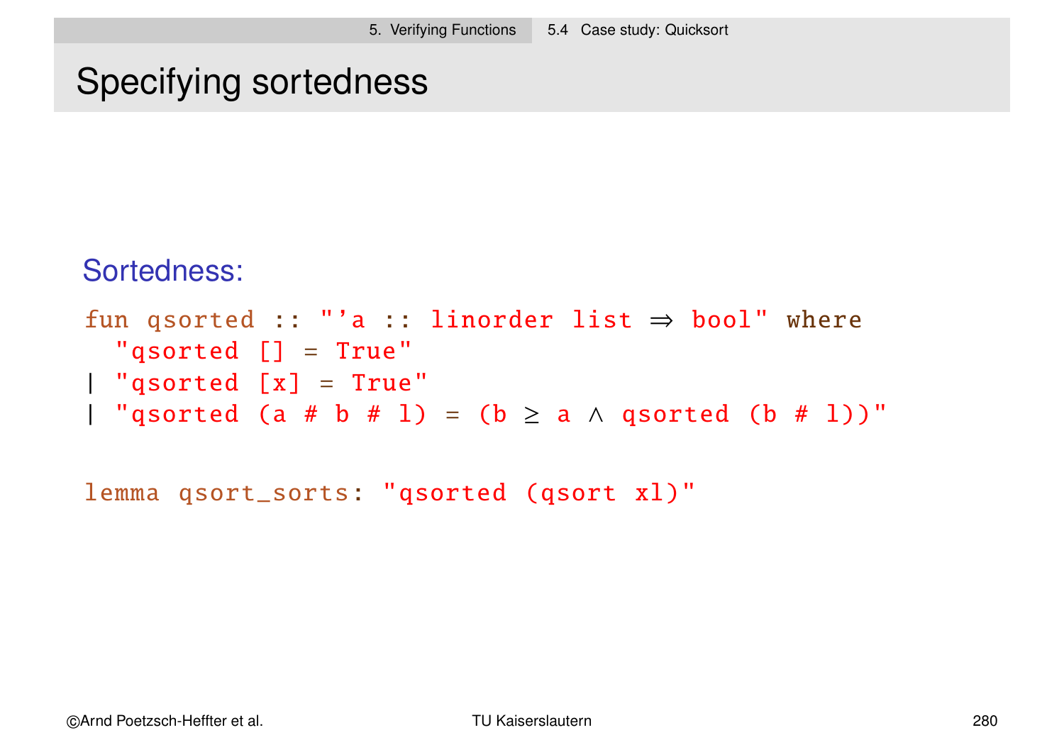# Specifying sortedness

Sortedness:

```
fun qsorted :: "'a :: linorder list ⇒ bool" where
  "qsorted [] = True"
| "qsorted [x] = True"
| "qsorted (a # b # l) = (b ≥ a ∧ qsorted (b # l))"

lemma qsort_sorts: "qsorted (qsort xl)"
```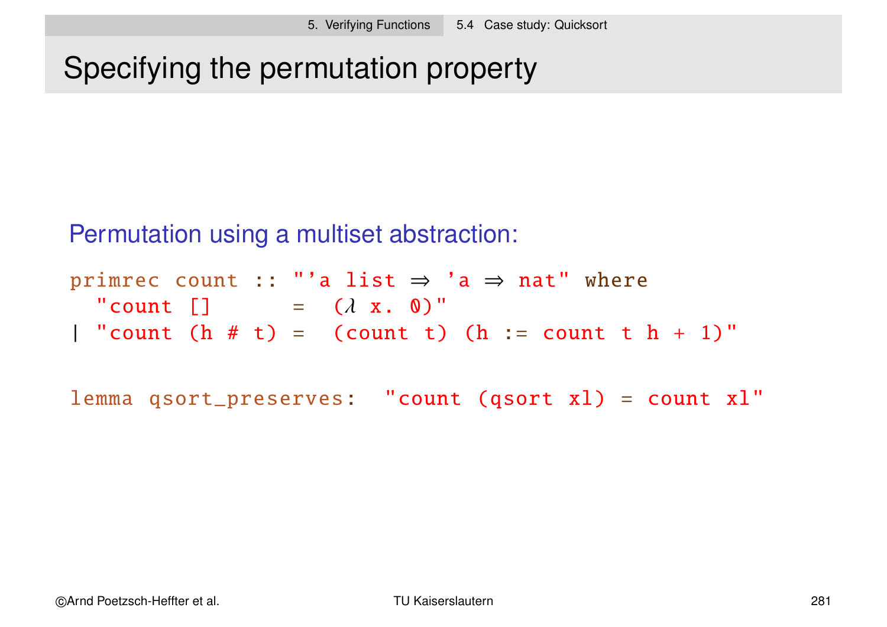# Specifying the permutation property

Permutation using a multiset abstraction:

```
primrec count :: "'a list ⇒ 'a ⇒ nat" where
  "count []      =  (λ x. 0)"
| "count (h # t) =  (count t) (h := count t h + 1)"

lemma qsort_preserves:  "count (qsort xl) = count xl"
```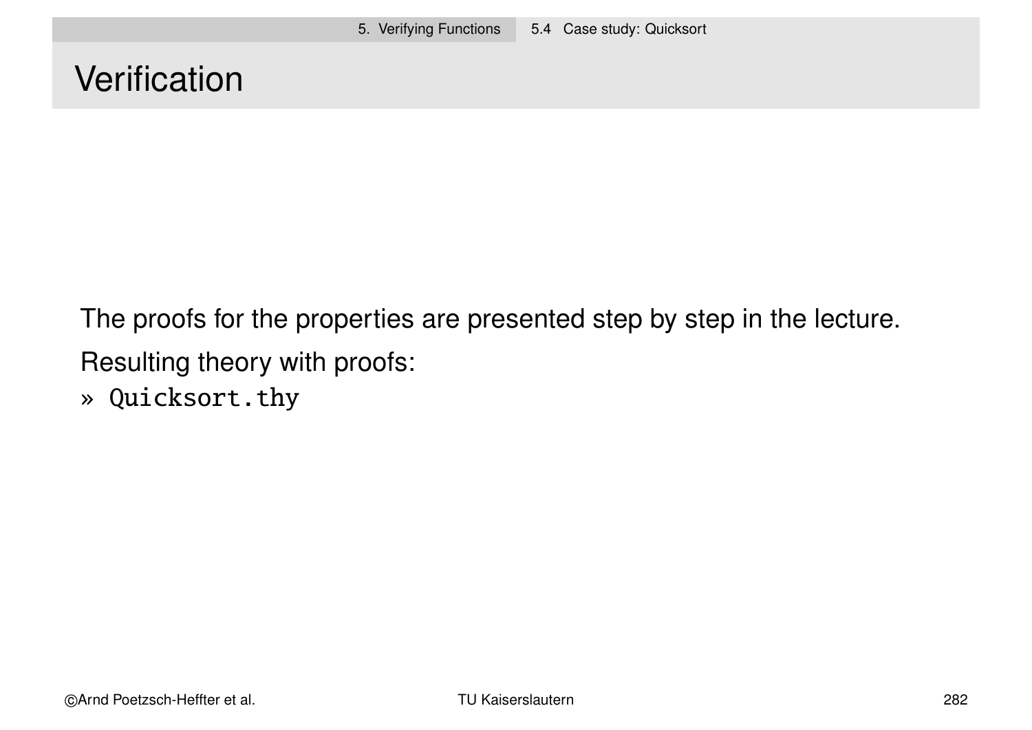# Verification

The proofs for the properties are presented step by step in the lecture.

Resulting theory with proofs:

» `Quicksort.thy`